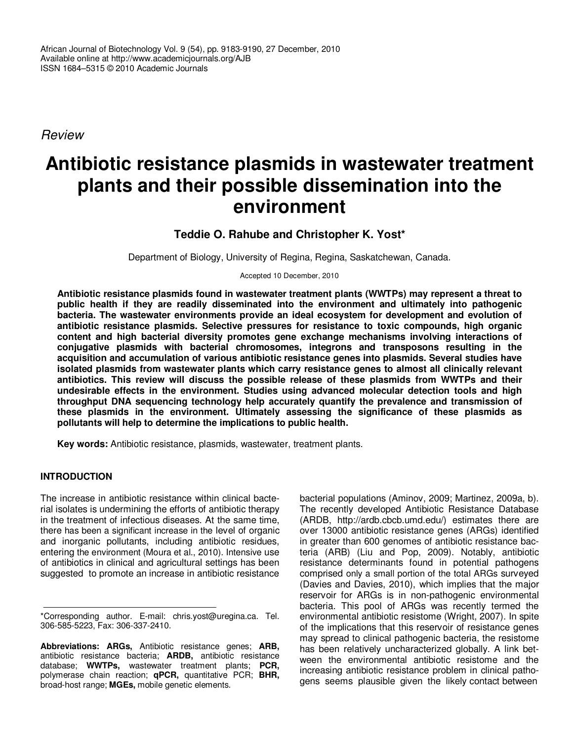*Review*

# Antibiotic resistance plasmids in wastewater treatment plants and their possible dissemination into the environment

**Teddie O. Rahube and Christopher K. Yost***

Department of Biology, University of Regina, Regina, Saskatchewan, Canada.

Accepted 10 December, 2010

**Antibiotic resistance plasmids found in wastewater treatment plants (WWTPs) may represent a threat to public health if they are readily disseminated into the environment and ultimately into pathogenic bacteria. The wastewater environments provide an ideal ecosystem for development and evolution of antibiotic resistance plasmids. Selective pressures for resistance to toxic compounds, high organic content and high bacterial diversity promotes gene exchange mechanisms involving interactions of conjugative plasmids with bacterial chromosomes, integrons and transposons resulting in the acquisition and accumulation of various antibiotic resistance genes into plasmids. Several studies have isolated plasmids from wastewater plants which carry resistance genes to almost all clinically relevant antibiotics. This review will discuss the possible release of these plasmids from WWTPs and their undesirable effects in the environment. Studies using advanced molecular detection tools and high throughput DNA sequencing technology help accurately quantify the prevalence and transmission of these plasmids in the environment. Ultimately assessing the significance of these plasmids as pollutants will help to determine the implications to public health.**

**Key words:** Antibiotic resistance, plasmids, wastewater, treatment plants.

## INTRODUCTION

The increase in antibiotic resistance within clinical bacterial isolates is undermining the efforts of antibiotic therapy in the treatment of infectious diseases. At the same time, there has been a significant increase in the level of organic and inorganic pollutants, including antibiotic residues, entering the environment (Moura et al., 2010). Intensive use of antibiotics in clinical and agricultural settings has been suggested to promote an increase in antibiotic resistance bacterial populations (Aminov, 2009; Martinez, 2009a, b). The recently developed Antibiotic Resistance Database (ARDB, http://ardb.cbcb.umd.edu/) estimates there are over 13000 antibiotic resistance genes (ARGs) identified in greater than 600 genomes of antibiotic resistance bacteria (ARB) (Liu and Pop, 2009). Notably, antibiotic resistance determinants found in potential pathogens comprised only a small portion of the total ARGs surveyed (Davies and Davies, 2010), which implies that the major reservoir for ARGs is in non-pathogenic environmental bacteria. This pool of ARGs was recently termed the environmental antibiotic resistome (Wright, 2007). In spite of the implications that this reservoir of resistance genes may spread to clinical pathogenic bacteria, the resistome has been relatively uncharacterized globally. A link between the environmental antibiotic resistome and the increasing antibiotic resistance problem in clinical pathogens seems plausible given the likely contact between

---

*Corresponding author. E-mail: chris.yost@uregina.ca. Tel. 306-585-5223, Fax: 306-337-2410.

**Abbreviations: ARGs,** Antibiotic resistance genes; **ARB,** antibiotic resistance bacteria; **ARDB,** antibiotic resistance database; **WWTPs,** wastewater treatment plants; **PCR,** polymerase chain reaction; **qPCR,** quantitative PCR; **BHR,** broad-host range; **MGEs,** mobile genetic elements.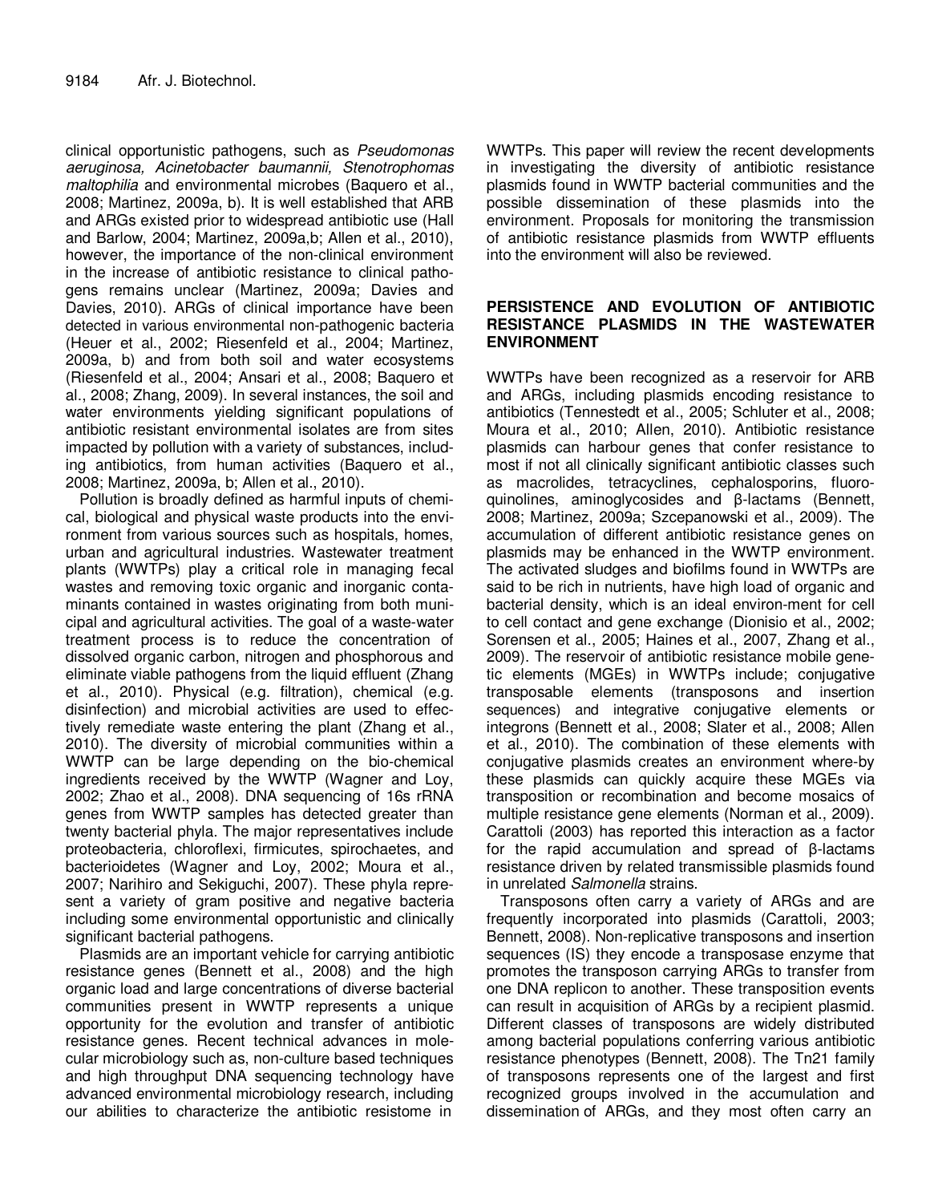clinical opportunistic pathogens, such as *Pseudomonas aeruginosa, Acinetobacter baumannii, Stenotrophomas maltophilia* and environmental microbes (Baquero et al., 2008; Martinez, 2009a, b). It is well established that ARB and ARGs existed prior to widespread antibiotic use (Hall and Barlow, 2004; Martinez, 2009a,b; Allen et al., 2010), however, the importance of the non-clinical environment in the increase of antibiotic resistance to clinical pathogens remains unclear (Martinez, 2009a; Davies and Davies, 2010). ARGs of clinical importance have been detected in various environmental non-pathogenic bacteria (Heuer et al., 2002; Riesenfeld et al., 2004; Martinez, 2009a, b) and from both soil and water ecosystems (Riesenfeld et al., 2004; Ansari et al., 2008; Baquero et al., 2008; Zhang, 2009). In several instances, the soil and water environments yielding significant populations of antibiotic resistant environmental isolates are from sites impacted by pollution with a variety of substances, including antibiotics, from human activities (Baquero et al., 2008; Martinez, 2009a, b; Allen et al., 2010).

Pollution is broadly defined as harmful inputs of chemical, biological and physical waste products into the environment from various sources such as hospitals, homes, urban and agricultural industries. Wastewater treatment plants (WWTPs) play a critical role in managing fecal wastes and removing toxic organic and inorganic contaminants contained in wastes originating from both municipal and agricultural activities. The goal of a waste-water treatment process is to reduce the concentration of dissolved organic carbon, nitrogen and phosphorous and eliminate viable pathogens from the liquid effluent (Zhang et al., 2010). Physical (e.g. filtration), chemical (e.g. disinfection) and microbial activities are used to effectively remediate waste entering the plant (Zhang et al., 2010). The diversity of microbial communities within a WWTP can be large depending on the bio-chemical ingredients received by the WWTP (Wagner and Loy, 2002; Zhao et al., 2008). DNA sequencing of 16s rRNA genes from WWTP samples has detected greater than twenty bacterial phyla. The major representatives include proteobacteria, chloroflexi, firmicutes, spirochaetes, and bacterioidetes (Wagner and Loy, 2002; Moura et al., 2007; Narihiro and Sekiguchi, 2007). These phyla represent a variety of gram positive and negative bacteria including some environmental opportunistic and clinically significant bacterial pathogens.

Plasmids are an important vehicle for carrying antibiotic resistance genes (Bennett et al., 2008) and the high organic load and large concentrations of diverse bacterial communities present in WWTP represents a unique opportunity for the evolution and transfer of antibiotic resistance genes. Recent technical advances in molecular microbiology such as, non-culture based techniques and high throughput DNA sequencing technology have advanced environmental microbiology research, including our abilities to characterize the antibiotic resistome in WWTPs. This paper will review the recent developments in investigating the diversity of antibiotic resistance plasmids found in WWTP bacterial communities and the possible dissemination of these plasmids into the environment. Proposals for monitoring the transmission of antibiotic resistance plasmids from WWTP effluents into the environment will also be reviewed.

## PERSISTENCE AND EVOLUTION OF ANTIBIOTIC RESISTANCE PLASMIDS IN THE WASTEWATER ENVIRONMENT

WWTPs have been recognized as a reservoir for ARB and ARGs, including plasmids encoding resistance to antibiotics (Tennestedt et al., 2005; Schluter et al., 2008; Moura et al., 2010; Allen, 2010). Antibiotic resistance plasmids can harbour genes that confer resistance to most if not all clinically significant antibiotic classes such as macrolides, tetracyclines, cephalosporins, fluoroquinolines, aminoglycosides and β-lactams (Bennett, 2008; Martinez, 2009a; Szcepanowski et al., 2009). The accumulation of different antibiotic resistance genes on plasmids may be enhanced in the WWTP environment. The activated sludges and biofilms found in WWTPs are said to be rich in nutrients, have high load of organic and bacterial density, which is an ideal environ-ment for cell to cell contact and gene exchange (Dionisio et al., 2002; Sorensen et al., 2005; Haines et al., 2007, Zhang et al., 2009). The reservoir of antibiotic resistance mobile genetic elements (MGEs) in WWTPs include; conjugative transposable elements (transposons and insertion sequences) and integrative conjugative elements or integrons (Bennett et al., 2008; Slater et al., 2008; Allen et al., 2010). The combination of these elements with conjugative plasmids creates an environment where-by these plasmids can quickly acquire these MGEs via transposition or recombination and become mosaics of multiple resistance gene elements (Norman et al., 2009). Carattoli (2003) has reported this interaction as a factor for the rapid accumulation and spread of β-lactams resistance driven by related transmissible plasmids found in unrelated *Salmonella* strains.

Transposons often carry a variety of ARGs and are frequently incorporated into plasmids (Carattoli, 2003; Bennett, 2008). Non-replicative transposons and insertion sequences (IS) they encode a transposase enzyme that promotes the transposon carrying ARGs to transfer from one DNA replicon to another. These transposition events can result in acquisition of ARGs by a recipient plasmid. Different classes of transposons are widely distributed among bacterial populations conferring various antibiotic resistance phenotypes (Bennett, 2008). The Tn21 family of transposons represents one of the largest and first recognized groups involved in the accumulation and dissemination of ARGs, and they most often carry an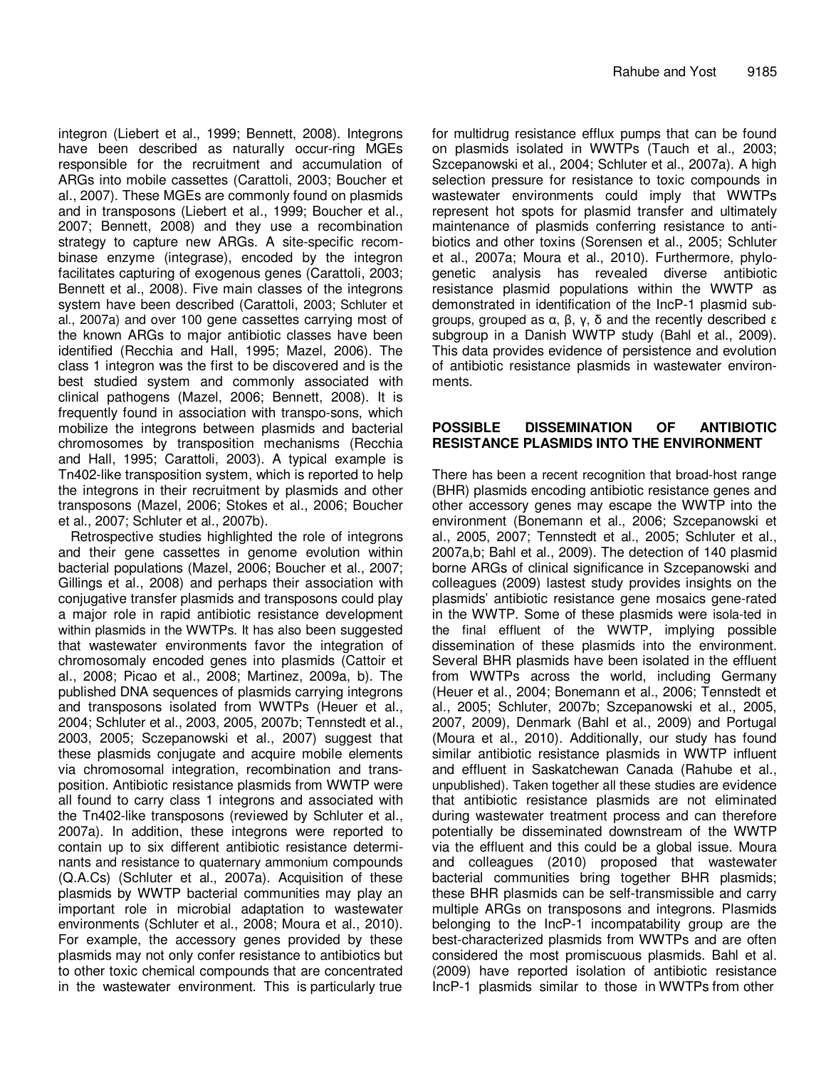integron (Liebert et al., 1999; Bennett, 2008). Integrons have been described as naturally occur-ring MGEs responsible for the recruitment and accumulation of ARGs into mobile cassettes (Carattoli, 2003; Boucher et al., 2007). These MGEs are commonly found on plasmids and in transposons (Liebert et al., 1999; Boucher et al., 2007; Bennett, 2008) and they use a recombination strategy to capture new ARGs. A site-specific recombinase enzyme (integrase), encoded by the integron facilitates capturing of exogenous genes (Carattoli, 2003; Bennett et al., 2008). Five main classes of the integrons system have been described (Carattoli, 2003; Schluter et al., 2007a) and over 100 gene cassettes carrying most of the known ARGs to major antibiotic classes have been identified (Recchia and Hall, 1995; Mazel, 2006). The class 1 integron was the first to be discovered and is the best studied system and commonly associated with clinical pathogens (Mazel, 2006; Bennett, 2008). It is frequently found in association with transpo-sons, which mobilize the integrons between plasmids and bacterial chromosomes by transposition mechanisms (Recchia and Hall, 1995; Carattoli, 2003). A typical example is Tn402-like transposition system, which is reported to help the integrons in their recruitment by plasmids and other transposons (Mazel, 2006; Stokes et al., 2006; Boucher et al., 2007; Schluter et al., 2007b).

Retrospective studies highlighted the role of integrons and their gene cassettes in genome evolution within bacterial populations (Mazel, 2006; Boucher et al., 2007; Gillings et al., 2008) and perhaps their association with conjugative transfer plasmids and transposons could play a major role in rapid antibiotic resistance development within plasmids in the WWTPs. It has also been suggested that wastewater environments favor the integration of chromosomaly encoded genes into plasmids (Cattoir et al., 2008; Picao et al., 2008; Martinez, 2009a, b). The published DNA sequences of plasmids carrying integrons and transposons isolated from WWTPs (Heuer et al., 2004; Schluter et al., 2003, 2005, 2007b; Tennstedt et al., 2003, 2005; Sczepanowski et al., 2007) suggest that these plasmids conjugate and acquire mobile elements via chromosomal integration, recombination and transposition. Antibiotic resistance plasmids from WWTP were all found to carry class 1 integrons and associated with the Tn402-like transposons (reviewed by Schluter et al., 2007a). In addition, these integrons were reported to contain up to six different antibiotic resistance determinants and resistance to quaternary ammonium compounds (Q.A.Cs) (Schluter et al., 2007a). Acquisition of these plasmids by WWTP bacterial communities may play an important role in microbial adaptation to wastewater environments (Schluter et al., 2008; Moura et al., 2010). For example, the accessory genes provided by these plasmids may not only confer resistance to antibiotics but to other toxic chemical compounds that are concentrated in the wastewater environment. This is particularly true for multidrug resistance efflux pumps that can be found on plasmids isolated in WWTPs (Tauch et al., 2003; Szczepanowski et al., 2004; Schluter et al., 2007a). A high selection pressure for resistance to toxic compounds in wastewater environments could imply that WWTPs represent hot spots for plasmid transfer and ultimately maintenance of plasmids conferring resistance to antibiotics and other toxins (Sorensen et al., 2005; Schluter et al., 2007a; Moura et al., 2010). Furthermore, phylogenetic analysis has revealed diverse antibiotic resistance plasmid populations within the WWTP as demonstrated in identification of the IncP-1 plasmid subgroups, grouped as α, β, γ, δ and the recently described ε subgroup in a Danish WWTP study (Bahl et al., 2009). This data provides evidence of persistence and evolution of antibiotic resistance plasmids in wastewater environments.

## POSSIBLE DISSEMINATION OF ANTIBIOTIC RESISTANCE PLASMIDS INTO THE ENVIRONMENT

There has been a recent recognition that broad-host range (BHR) plasmids encoding antibiotic resistance genes and other accessory genes may escape the WWTP into the environment (Bonemann et al., 2006; Szczepanowski et al., 2005, 2007; Tennstedt et al., 2005; Schluter et al., 2007a,b; Bahl et al., 2009). The detection of 140 plasmid borne ARGs of clinical significance in Szcepanowski and colleagues (2009) lastest study provides insights on the plasmids' antibiotic resistance gene mosaics gene-rated in the WWTP. Some of these plasmids were isola-ted in the final effluent of the WWTP, implying possible dissemination of these plasmids into the environment. Several BHR plasmids have been isolated in the effluent from WWTPs across the world, including Germany (Heuer et al., 2004; Bonemann et al., 2006; Tennstedt et al., 2005; Schluter, 2007b; Szcepanowski et al., 2005, 2007, 2009), Denmark (Bahl et al., 2009) and Portugal (Moura et al., 2010). Additionally, our study has found similar antibiotic resistance plasmids in WWTP influent and effluent in Saskatchewan Canada (Rahube et al., unpublished). Taken together all these studies are evidence that antibiotic resistance plasmids are not eliminated during wastewater treatment process and can therefore potentially be disseminated downstream of the WWTP via the effluent and this could be a global issue. Moura and colleagues (2010) proposed that wastewater bacterial communities bring together BHR plasmids; these BHR plasmids can be self-transmissible and carry multiple ARGs on transposons and integrons. Plasmids belonging to the IncP-1 incompatability group are the best-characterized plasmids from WWTPs and are often considered the most promiscuous plasmids. Bahl et al. (2009) have reported isolation of antibiotic resistance IncP-1 plasmids similar to those in WWTPs from other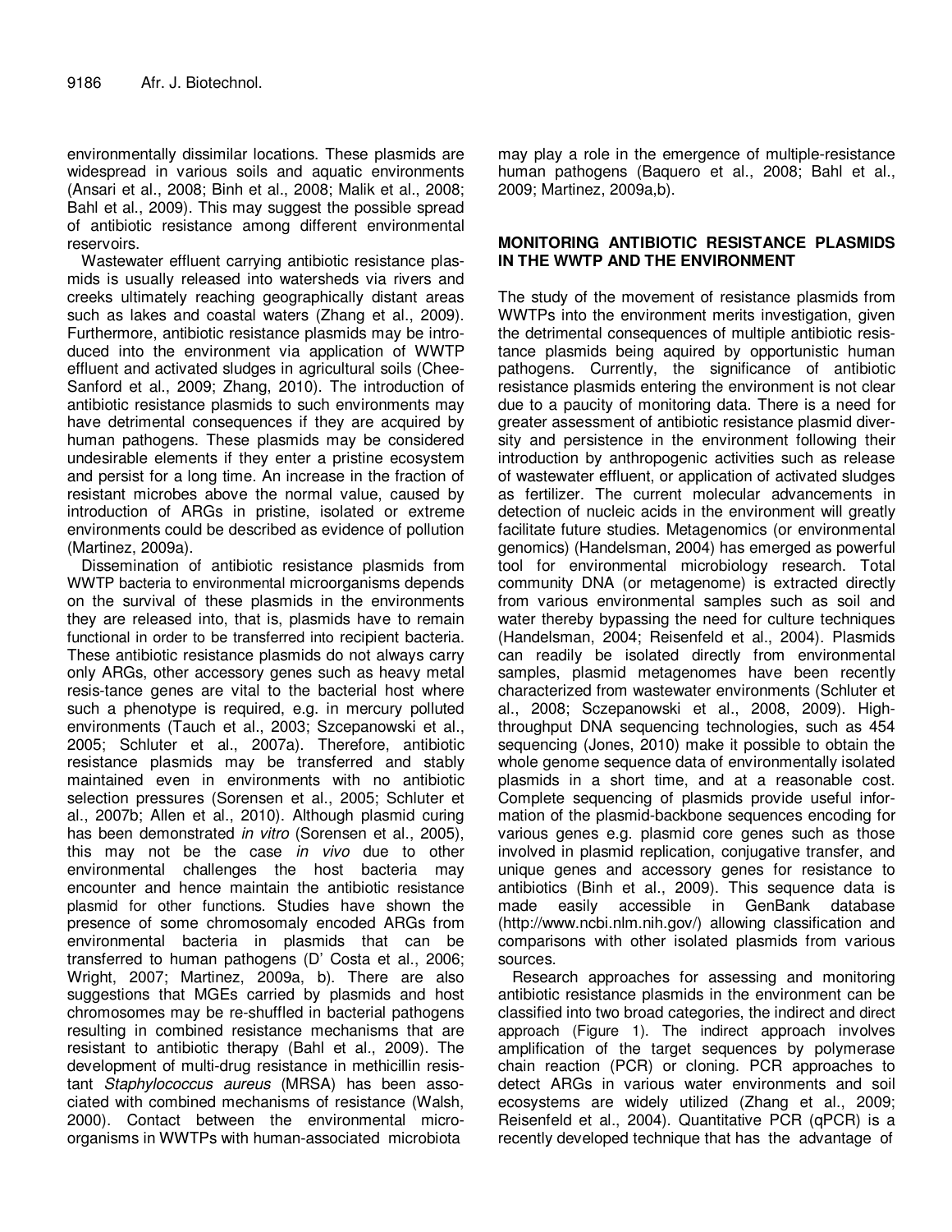environmentally dissimilar locations. These plasmids are widespread in various soils and aquatic environments (Ansari et al., 2008; Binh et al., 2008; Malik et al., 2008; Bahl et al., 2009). This may suggest the possible spread of antibiotic resistance among different environmental reservoirs.

Wastewater effluent carrying antibiotic resistance plasmids is usually released into watersheds via rivers and creeks ultimately reaching geographically distant areas such as lakes and coastal waters (Zhang et al., 2009). Furthermore, antibiotic resistance plasmids may be introduced into the environment via application of WWTP effluent and activated sludges in agricultural soils (Chee-Sanford et al., 2009; Zhang, 2010). The introduction of antibiotic resistance plasmids to such environments may have detrimental consequences if they are acquired by human pathogens. These plasmids may be considered undesirable elements if they enter a pristine ecosystem and persist for a long time. An increase in the fraction of resistant microbes above the normal value, caused by introduction of ARGs in pristine, isolated or extreme environments could be described as evidence of pollution (Martinez, 2009a).

Dissemination of antibiotic resistance plasmids from WWTP bacteria to environmental microorganisms depends on the survival of these plasmids in the environments they are released into, that is, plasmids have to remain functional in order to be transferred into recipient bacteria. These antibiotic resistance plasmids do not always carry only ARGs, other accessory genes such as heavy metal resis-tance genes are vital to the bacterial host where such a phenotype is required, e.g. in mercury polluted environments (Tauch et al., 2003; Szcepanowski et al., 2005; Schluter et al., 2007a). Therefore, antibiotic resistance plasmids may be transferred and stably maintained even in environments with no antibiotic selection pressures (Sorensen et al., 2005; Schluter et al., 2007b; Allen et al., 2010). Although plasmid curing has been demonstrated *in vitro* (Sorensen et al., 2005), this may not be the case *in vivo* due to other environmental challenges the host bacteria may encounter and hence maintain the antibiotic resistance plasmid for other functions. Studies have shown the presence of some chromosomaly encoded ARGs from environmental bacteria in plasmids that can be transferred to human pathogens (D' Costa et al., 2006; Wright, 2007; Martinez, 2009a, b). There are also suggestions that MGEs carried by plasmids and host chromosomes may be re-shuffled in bacterial pathogens resulting in combined resistance mechanisms that are resistant to antibiotic therapy (Bahl et al., 2009). The development of multi-drug resistance in methicillin resistant *Staphylococcus aureus* (MRSA) has been associated with combined mechanisms of resistance (Walsh, 2000). Contact between the environmental microorganisms in WWTPs with human-associated microbiota may play a role in the emergence of multiple-resistance human pathogens (Baquero et al., 2008; Bahl et al., 2009; Martinez, 2009a,b).

## MONITORING ANTIBIOTIC RESISTANCE PLASMIDS IN THE WWTP AND THE ENVIRONMENT

The study of the movement of resistance plasmids from WWTPs into the environment merits investigation, given the detrimental consequences of multiple antibiotic resistance plasmids being aquired by opportunistic human pathogens. Currently, the significance of antibiotic resistance plasmids entering the environment is not clear due to a paucity of monitoring data. There is a need for greater assessment of antibiotic resistance plasmid diversity and persistence in the environment following their introduction by anthropogenic activities such as release of wastewater effluent, or application of activated sludges as fertilizer. The current molecular advancements in detection of nucleic acids in the environment will greatly facilitate future studies. Metagenomics (or environmental genomics) (Handelsman, 2004) has emerged as powerful tool for environmental microbiology research. Total community DNA (or metagenome) is extracted directly from various environmental samples such as soil and water thereby bypassing the need for culture techniques (Handelsman, 2004; Reisenfeld et al., 2004). Plasmids can readily be isolated directly from environmental samples, plasmid metagenomes have been recently characterized from wastewater environments (Schluter et al., 2008; Sczepanowski et al., 2008, 2009). High-throughput DNA sequencing technologies, such as 454 sequencing (Jones, 2010) make it possible to obtain the whole genome sequence data of environmentally isolated plasmids in a short time, and at a reasonable cost. Complete sequencing of plasmids provide useful information of the plasmid-backbone sequences encoding for various genes e.g. plasmid core genes such as those involved in plasmid replication, conjugative transfer, and unique genes and accessory genes for resistance to antibiotics (Binh et al., 2009). This sequence data is made easily accessible in GenBank database (http://www.ncbi.nlm.nih.gov/) allowing classification and comparisons with other isolated plasmids from various sources.

Research approaches for assessing and monitoring antibiotic resistance plasmids in the environment can be classified into two broad categories, the indirect and direct approach (Figure 1). The indirect approach involves amplification of the target sequences by polymerase chain reaction (PCR) or cloning. PCR approaches to detect ARGs in various water environments and soil ecosystems are widely utilized (Zhang et al., 2009; Reisenfeld et al., 2004). Quantitative PCR (qPCR) is a recently developed technique that has the advantage of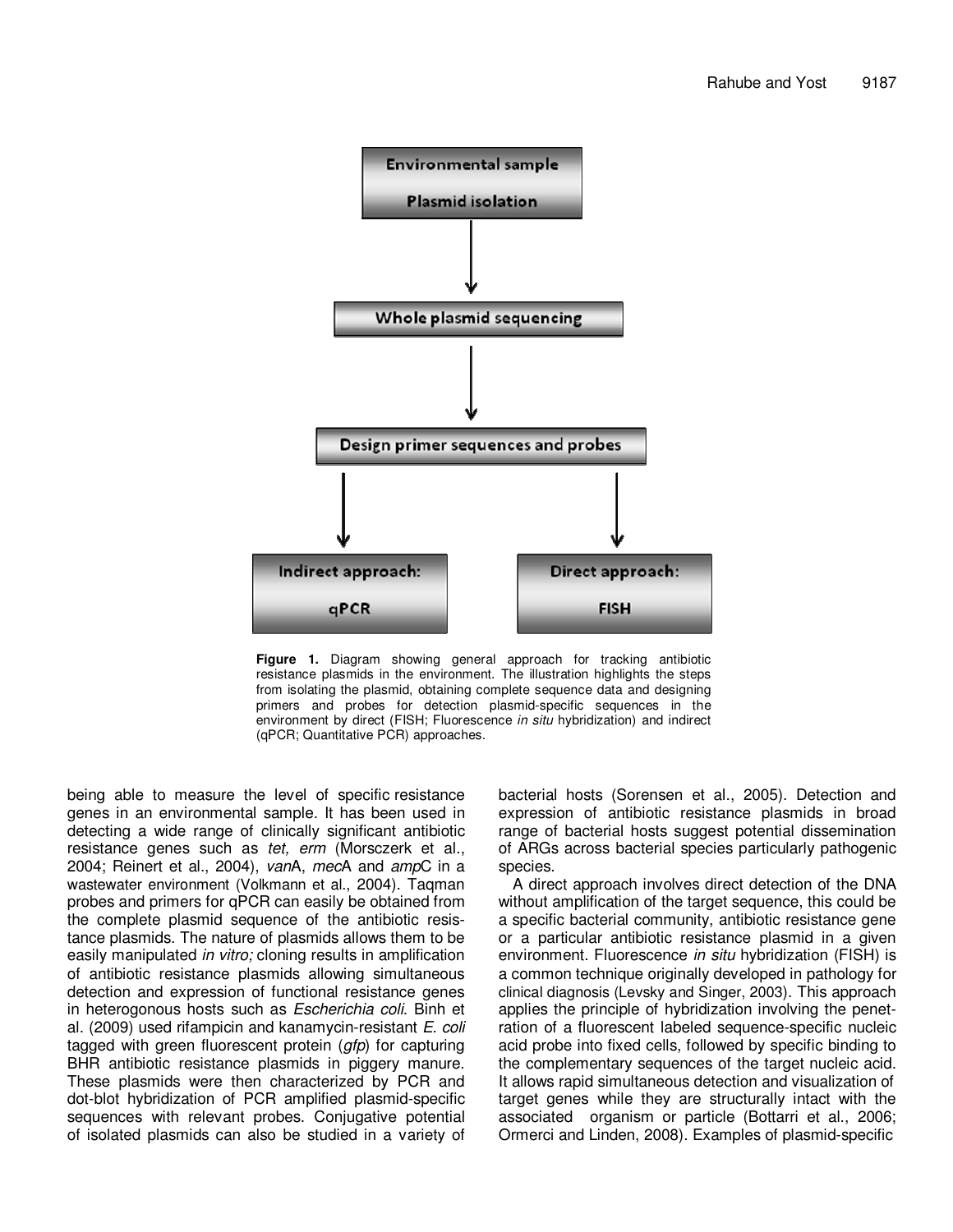Environmental sample

Plasmid isolation

Whole plasmid sequencing

Design primer sequences and probes

Indirect approach: qPCR

Direct approach: FISH

**Figure 1.** Diagram showing general approach for tracking antibiotic resistance plasmids in the environment. The illustration highlights the steps from isolating the plasmid, obtaining complete sequence data and designing primers and probes for detection plasmid-specific sequences in the environment by direct (FISH; Fluorescence *in situ* hybridization) and indirect (qPCR; Quantitative PCR) approaches.

being able to measure the level of specific resistance genes in an environmental sample. It has been used in detecting a wide range of clinically significant antibiotic resistance genes such as *tet, erm* (Morsczerk et al., 2004; Reinert et al., 2004), *van*A, *mec*A and *amp*C in a wastewater environment (Volkmann et al., 2004). Taqman probes and primers for qPCR can easily be obtained from the complete plasmid sequence of the antibiotic resistance plasmids. The nature of plasmids allows them to be easily manipulated *in vitro;* cloning results in amplification of antibiotic resistance plasmids allowing simultaneous detection and expression of functional resistance genes in heterogonous hosts such as *Escherichia coli*. Binh et al. (2009) used rifampicin and kanamycin-resistant *E. coli* tagged with green fluorescent protein (*gfp*) for capturing BHR antibiotic resistance plasmids in piggery manure. These plasmids were then characterized by PCR and dot-blot hybridization of PCR amplified plasmid-specific sequences with relevant probes. Conjugative potential of isolated plasmids can also be studied in a variety of bacterial hosts (Sorensen et al., 2005). Detection and expression of antibiotic resistance plasmids in broad range of bacterial hosts suggest potential dissemination of ARGs across bacterial species particularly pathogenic species.

A direct approach involves direct detection of the DNA without amplification of the target sequence, this could be a specific bacterial community, antibiotic resistance gene or a particular antibiotic resistance plasmid in a given environment. Fluorescence *in situ* hybridization (FISH) is a common technique originally developed in pathology for clinical diagnosis (Levsky and Singer, 2003). This approach applies the principle of hybridization involving the penetration of a fluorescent labeled sequence-specific nucleic acid probe into fixed cells, followed by specific binding to the complementary sequences of the target nucleic acid. It allows rapid simultaneous detection and visualization of target genes while they are structurally intact with the associated organism or particle (Bottarri et al., 2006; Ormerci and Linden, 2008). Examples of plasmid-specific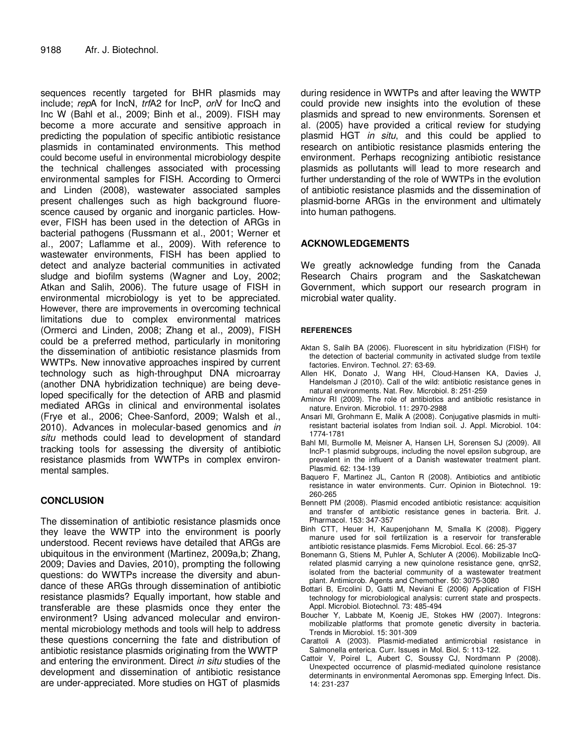sequences recently targeted for BHR plasmids may include; *rep*A for IncN, *trf*A2 for IncP, *ori*V for IncQ and Inc W (Bahl et al., 2009; Binh et al., 2009). FISH may become a more accurate and sensitive approach in predicting the population of specific antibiotic resistance plasmids in contaminated environments. This method could become useful in environmental microbiology despite the technical challenges associated with processing environmental samples for FISH. According to Ormerci and Linden (2008), wastewater associated samples present challenges such as high background fluorescence caused by organic and inorganic particles. However, FISH has been used in the detection of ARGs in bacterial pathogens (Russmann et al., 2001; Werner et al., 2007; Laflamme et al., 2009). With reference to wastewater environments, FISH has been applied to detect and analyze bacterial communities in activated sludge and biofilm systems (Wagner and Loy, 2002; Atkan and Salih, 2006). The future usage of FISH in environmental microbiology is yet to be appreciated. However, there are improvements in overcoming technical limitations due to complex environmental matrices (Ormerci and Linden, 2008; Zhang et al., 2009), FISH could be a preferred method, particularly in monitoring the dissemination of antibiotic resistance plasmids from WWTPs. New innovative approaches inspired by current technology such as high-throughput DNA microarray (another DNA hybridization technique) are being developed specifically for the detection of ARB and plasmid mediated ARGs in clinical and environmental isolates (Frye et al., 2006; Chee-Sanford, 2009; Walsh et al., 2010). Advances in molecular-based genomics and *in situ* methods could lead to development of standard tracking tools for assessing the diversity of antibiotic resistance plasmids from WWTPs in complex environmental samples.

## CONCLUSION

The dissemination of antibiotic resistance plasmids once they leave the WWTP into the environment is poorly understood. Recent reviews have detailed that ARGs are ubiquitous in the environment (Martinez, 2009a,b; Zhang, 2009; Davies and Davies, 2010), prompting the following questions: do WWTPs increase the diversity and abundance of these ARGs through dissemination of antibiotic resistance plasmids? Equally important, how stable and transferable are these plasmids once they enter the environment? Using advanced molecular and environmental microbiology methods and tools will help to address these questions concerning the fate and distribution of antibiotic resistance plasmids originating from the WWTP and entering the environment. Direct *in situ* studies of the development and dissemination of antibiotic resistance are under-appreciated. More studies on HGT of plasmids during residence in WWTPs and after leaving the WWTP could provide new insights into the evolution of these plasmids and spread to new environments. Sorensen et al. (2005) have provided a critical review for studying plasmid HGT *in situ*, and this could be applied to research on antibiotic resistance plasmids entering the environment. Perhaps recognizing antibiotic resistance plasmids as pollutants will lead to more research and further understanding of the role of WWTPs in the evolution of antibiotic resistance plasmids and the dissemination of plasmid-borne ARGs in the environment and ultimately into human pathogens.

## ACKNOWLEDGEMENTS

We greatly acknowledge funding from the Canada Research Chairs program and the Saskatchewan Government, which support our research program in microbial water quality.

## REFERENCES

Aktan S, Salih BA (2006). Fluorescent in situ hybridization (FISH) for the detection of bacterial community in activated sludge from textile factories. Environ. Technol. 27: 63-69.

Allen HK, Donato J, Wang HH, Cloud-Hansen KA, Davies J, Handelsman J (2010). Call of the wild: antibiotic resistance genes in natural environments. Nat. Rev. Microbiol. 8: 251-259

Aminov RI (2009). The role of antibiotics and antibiotic resistance in nature. Environ. Microbiol. 11: 2970-2988

Ansari MI, Grohmann E, Malik A (2008). Conjugative plasmids in multi-resistant bacterial isolates from Indian soil. J. Appl. Microbiol. 104: 1774-1781

Bahl MI, Burmolle M, Meisner A, Hansen LH, Sorensen SJ (2009). All IncP-1 plasmid subgroups, including the novel epsilon subgroup, are prevalent in the influent of a Danish wastewater treatment plant. Plasmid. 62: 134-139

Baquero F, Martinez JL, Canton R (2008). Antibiotics and antibiotic resistance in water environments. Curr. Opinion in Biotechnol. 19: 260-265

Bennett PM (2008). Plasmid encoded antibiotic resistance: acquisition and transfer of antibiotic resistance genes in bacteria. Brit. J. Pharmacol. 153: 347-357

Binh CTT, Heuer H, Kaupenjohann M, Smalla K (2008). Piggery manure used for soil fertilization is a reservoir for transferable antibiotic resistance plasmids. Fems Microbiol. Ecol. 66: 25-37

Bonemann G, Stiens M, Puhler A, Schluter A (2006). Mobilizable IncQ-related plasmid carrying a new quinolone resistance gene, qnrS2, isolated from the bacterial community of a wastewater treatment plant. Antimicrob. Agents and Chemother. 50: 3075-3080

Bottari B, Ercolini D, Gatti M, Neviani E (2006) Application of FISH technology for microbiological analysis: current state and prospects. Appl. Microbiol. Biotechnol. 73: 485-494

Boucher Y, Labbate M, Koenig JE, Stokes HW (2007). Integrons: mobilizable platforms that promote genetic diversity in bacteria. Trends in Microbiol. 15: 301-309

Carattoli A (2003). Plasmid-mediated antimicrobial resistance in Salmonella enterica. Curr. Issues in Mol. Biol. 5: 113-122.

Cattoir V, Poirel L, Aubert C, Soussy CJ, Nordmann P (2008). Unexpected occurrence of plasmid-mediated quinolone resistance determinants in environmental Aeromonas spp. Emerging Infect. Dis. 14: 231-237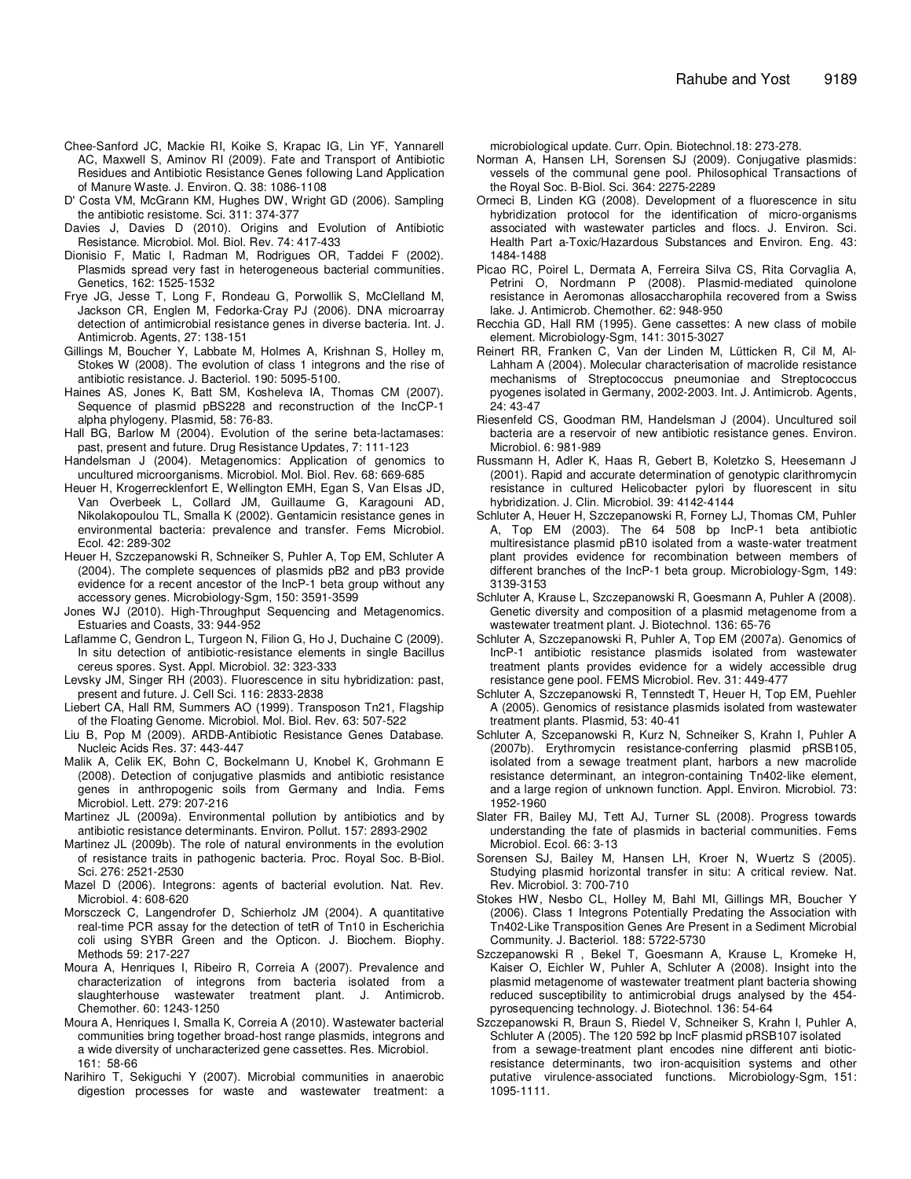Chee-Sanford JC, Mackie RI, Koike S, Krapac IG, Lin YF, Yannarell AC, Maxwell S, Aminov RI (2009). Fate and Transport of Antibiotic Residues and Antibiotic Resistance Genes following Land Application of Manure Waste. J. Environ. Q. 38: 1086-1108

D' Costa VM, McGrann KM, Hughes DW, Wright GD (2006). Sampling the antibiotic resistome. Sci. 311: 374-377

Davies J, Davies D (2010). Origins and Evolution of Antibiotic Resistance. Microbiol. Mol. Biol. Rev. 74: 417-433

Dionisio F, Matic I, Radman M, Rodrigues OR, Taddei F (2002). Plasmids spread very fast in heterogeneous bacterial communities. Genetics, 162: 1525-1532

Frye JG, Jesse T, Long F, Rondeau G, Porwollik S, McClelland M, Jackson CR, Englen M, Fedorka-Cray PJ (2006). DNA microarray detection of antimicrobial resistance genes in diverse bacteria. Int. J. Antimicrob. Agents, 27: 138-151

Gillings M, Boucher Y, Labbate M, Holmes A, Krishnan S, Holley m, Stokes W (2008). The evolution of class 1 integrons and the rise of antibiotic resistance. J. Bacteriol. 190: 5095-5100.

Haines AS, Jones K, Batt SM, Kosheleva IA, Thomas CM (2007). Sequence of plasmid pBS228 and reconstruction of the IncCP-1 alpha phylogeny. Plasmid, 58: 76-83.

Hall BG, Barlow M (2004). Evolution of the serine beta-lactamases: past, present and future. Drug Resistance Updates, 7: 111-123

Handelsman J (2004). Metagenomics: Application of genomics to uncultured microorganisms. Microbiol. Mol. Biol. Rev. 68: 669-685

Heuer H, Krogerrecklenfort E, Wellington EMH, Egan S, Van Elsas JD, Van Overbeek L, Collard JM, Guillaume G, Karagouni AD, Nikolakopoulou TL, Smalla K (2002). Gentamicin resistance genes in environmental bacteria: prevalence and transfer. Fems Microbiol. Ecol. 42: 289-302

Heuer H, Szczepanowski R, Schneiker S, Puhler A, Top EM, Schluter A (2004). The complete sequences of plasmids pB2 and pB3 provide evidence for a recent ancestor of the IncP-1 beta group without any accessory genes. Microbiology-Sgm, 150: 3591-3599

Jones WJ (2010). High-Throughput Sequencing and Metagenomics. Estuaries and Coasts, 33: 944-952

Laflamme C, Gendron L, Turgeon N, Filion G, Ho J, Duchaine C (2009). In situ detection of antibiotic-resistance elements in single Bacillus cereus spores. Syst. Appl. Microbiol. 32: 323-333

Levsky JM, Singer RH (2003). Fluorescence in situ hybridization: past, present and future. J. Cell Sci. 116: 2833-2838

Liebert CA, Hall RM, Summers AO (1999). Transposon Tn21, Flagship of the Floating Genome. Microbiol. Mol. Biol. Rev. 63: 507-522

Liu B, Pop M (2009). ARDB-Antibiotic Resistance Genes Database. Nucleic Acids Res. 37: 443-447

Malik A, Celik EK, Bohn C, Bockelmann U, Knobel K, Grohmann E (2008). Detection of conjugative plasmids and antibiotic resistance genes in anthropogenic soils from Germany and India. Fems Microbiol. Lett. 279: 207-216

Martinez JL (2009a). Environmental pollution by antibiotics and by antibiotic resistance determinants. Environ. Pollut. 157: 2893-2902

Martinez JL (2009b). The role of natural environments in the evolution of resistance traits in pathogenic bacteria. Proc. Royal Soc. B-Biol. Sci. 276: 2521-2530

Mazel D (2006). Integrons: agents of bacterial evolution. Nat. Rev. Microbiol. 4: 608-620

Morsczeck C, Langendrofer D, Schierholz JM (2004). A quantitative real-time PCR assay for the detection of tetR of Tn10 in Escherichia coli using SYBR Green and the Opticon. J. Biochem. Biophy. Methods 59: 217-227

Moura A, Henriques I, Ribeiro R, Correia A (2007). Prevalence and characterization of integrons from bacteria isolated from a slaughterhouse wastewater treatment plant. J. Antimicrob. Chemother. 60: 1243-1250

Moura A, Henriques I, Smalla K, Correia A (2010). Wastewater bacterial communities bring together broad-host range plasmids, integrons and a wide diversity of uncharacterized gene cassettes. Res. Microbiol. 161: 58-66

Narihiro T, Sekiguchi Y (2007). Microbial communities in anaerobic digestion processes for waste and wastewater treatment: a microbiological update. Curr. Opin. Biotechnol.18: 273-278.

Norman A, Hansen LH, Sorensen SJ (2009). Conjugative plasmids: vessels of the communal gene pool. Philosophical Transactions of the Royal Soc. B-Biol. Sci. 364: 2275-2289

Ormeci B, Linden KG (2008). Development of a fluorescence in situ hybridization protocol for the identification of micro-organisms associated with wastewater particles and flocs. J. Environ. Sci. Health Part a-Toxic/Hazardous Substances and Environ. Eng. 43: 1484-1488

Picao RC, Poirel L, Dermata A, Ferreira Silva CS, Rita Corvaglia A, Petrini O, Nordmann P (2008). Plasmid-mediated quinolone resistance in Aeromonas allosaccharophila recovered from a Swiss lake. J. Antimicrob. Chemother. 62: 948-950

Recchia GD, Hall RM (1995). Gene cassettes: A new class of mobile element. Microbiology-Sgm, 141: 3015-3027

Reinert RR, Franken C, Van der Linden M, Lütticken R, Cil M, Al-Lahham A (2004). Molecular characterisation of macrolide resistance mechanisms of Streptococcus pneumoniae and Streptococcus pyogenes isolated in Germany, 2002-2003. Int. J. Antimicrob. Agents, 24: 43-47

Riesenfeld CS, Goodman RM, Handelsman J (2004). Uncultured soil bacteria are a reservoir of new antibiotic resistance genes. Environ. Microbiol. 6: 981-989

Russmann H, Adler K, Haas R, Gebert B, Koletzko S, Heesemann J (2001). Rapid and accurate determination of genotypic clarithromycin resistance in cultured Helicobacter pylori by fluorescent in situ hybridization. J. Clin. Microbiol. 39: 4142-4144

Schluter A, Heuer H, Szczepanowski R, Forney LJ, Thomas CM, Puhler A, Top EM (2003). The 64 508 bp IncP-1 beta antibiotic multiresistance plasmid pB10 isolated from a waste-water treatment plant provides evidence for recombination between members of different branches of the IncP-1 beta group. Microbiology-Sgm, 149: 3139-3153

Schluter A, Krause L, Szczepanowski R, Goesmann A, Puhler A (2008). Genetic diversity and composition of a plasmid metagenome from a wastewater treatment plant. J. Biotechnol. 136: 65-76

Schluter A, Szczepanowski R, Puhler A, Top EM (2007a). Genomics of IncP-1 antibiotic resistance plasmids isolated from wastewater treatment plants provides evidence for a widely accessible drug resistance gene pool. FEMS Microbiol. Rev. 31: 449-477

Schluter A, Szczepanowski R, Tennstedt T, Heuer H, Top EM, Puehler A (2005). Genomics of resistance plasmids isolated from wastewater treatment plants. Plasmid, 53: 40-41

Schluter A, Szcepanowski R, Kurz N, Schneiker S, Krahn I, Puhler A (2007b). Erythromycin resistance-conferring plasmid pRSB105, isolated from a sewage treatment plant, harbors a new macrolide resistance determinant, an integron-containing Tn402-like element, and a large region of unknown function. Appl. Environ. Microbiol. 73: 1952-1960

Slater FR, Bailey MJ, Tett AJ, Turner SL (2008). Progress towards understanding the fate of plasmids in bacterial communities. Fems Microbiol. Ecol. 66: 3-13

Sorensen SJ, Bailey M, Hansen LH, Kroer N, Wuertz S (2005). Studying plasmid horizontal transfer in situ: A critical review. Nat. Rev. Microbiol. 3: 700-710

Stokes HW, Nesbo CL, Holley M, Bahl MI, Gillings MR, Boucher Y (2006). Class 1 Integrons Potentially Predating the Association with Tn402-Like Transposition Genes Are Present in a Sediment Microbial Community. J. Bacteriol. 188: 5722-5730

Szczepanowski R , Bekel T, Goesmann A, Krause L, Kromeke H, Kaiser O, Eichler W, Puhler A, Schluter A (2008). Insight into the plasmid metagenome of wastewater treatment plant bacteria showing reduced susceptibility to antimicrobial drugs analysed by the 454-pyrosequencing technology. J. Biotechnol. 136: 54-64

Szczepanowski R, Braun S, Riedel V, Schneiker S, Krahn I, Puhler A, Schluter A (2005). The 120 592 bp IncF plasmid pRSB107 isolated from a sewage-treatment plant encodes nine different antibiotic-resistance determinants, two iron-acquisition systems and other putative virulence-associated functions. Microbiology-Sgm, 151: 1095-1111.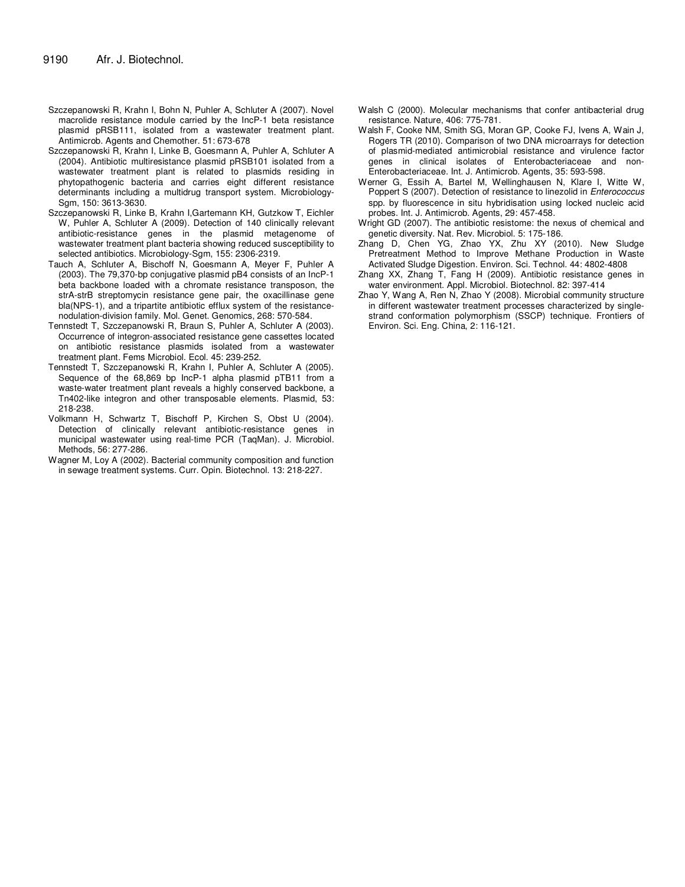Szczepanowski R, Krahn I, Bohn N, Puhler A, Schluter A (2007). Novel macrolide resistance module carried by the IncP-1 beta resistance plasmid pRSB111, isolated from a wastewater treatment plant. Antimicrob. Agents and Chemother. 51: 673-678

Szczepanowski R, Krahn I, Linke B, Goesmann A, Puhler A, Schluter A (2004). Antibiotic multiresistance plasmid pRSB101 isolated from a wastewater treatment plant is related to plasmids residing in phytopathogenic bacteria and carries eight different resistance determinants including a multidrug transport system. Microbiology-Sgm, 150: 3613-3630.

Szczepanowski R, Linke B, Krahn I,Gartemann KH, Gutzkow T, Eichler W, Puhler A, Schluter A (2009). Detection of 140 clinically relevant antibiotic-resistance genes in the plasmid metagenome of wastewater treatment plant bacteria showing reduced susceptibility to selected antibiotics. Microbiology-Sgm, 155: 2306-2319.

Tauch A, Schluter A, Bischoff N, Goesmann A, Meyer F, Puhler A (2003). The 79,370-bp conjugative plasmid pB4 consists of an IncP-1 beta backbone loaded with a chromate resistance transposon, the strA-strB streptomycin resistance gene pair, the oxacillinase gene bla(NPS-1), and a tripartite antibiotic efflux system of the resistance-nodulation-division family. Mol. Genet. Genomics, 268: 570-584.

Tennstedt T, Szczepanowski R, Braun S, Puhler A, Schluter A (2003). Occurrence of integron-associated resistance gene cassettes located on antibiotic resistance plasmids isolated from a wastewater treatment plant. Fems Microbiol. Ecol. 45: 239-252.

Tennstedt T, Szczepanowski R, Krahn I, Puhler A, Schluter A (2005). Sequence of the 68,869 bp IncP-1 alpha plasmid pTB11 from a waste-water treatment plant reveals a highly conserved backbone, a Tn402-like integron and other transposable elements. Plasmid, 53: 218-238.

Volkmann H, Schwartz T, Bischoff P, Kirchen S, Obst U (2004). Detection of clinically relevant antibiotic-resistance genes in municipal wastewater using real-time PCR (TaqMan). J. Microbiol. Methods, 56: 277-286.

Wagner M, Loy A (2002). Bacterial community composition and function in sewage treatment systems. Curr. Opin. Biotechnol. 13: 218-227.

Walsh C (2000). Molecular mechanisms that confer antibacterial drug resistance. Nature, 406: 775-781.

Walsh F, Cooke NM, Smith SG, Moran GP, Cooke FJ, Ivens A, Wain J, Rogers TR (2010). Comparison of two DNA microarrays for detection of plasmid-mediated antimicrobial resistance and virulence factor genes in clinical isolates of Enterobacteriaceae and non-Enterobacteriaceae. Int. J. Antimicrob. Agents, 35: 593-598.

Werner G, Essih A, Bartel M, Wellinghausen N, Klare I, Witte W, Poppert S (2007). Detection of resistance to linezolid in *Enterococcus* spp. by fluorescence in situ hybridisation using locked nucleic acid probes. Int. J. Antimicrob. Agents, 29: 457-458.

Wright GD (2007). The antibiotic resistome: the nexus of chemical and genetic diversity. Nat. Rev. Microbiol. 5: 175-186.

Zhang D, Chen YG, Zhao YX, Zhu XY (2010). New Sludge Pretreatment Method to Improve Methane Production in Waste Activated Sludge Digestion. Environ. Sci. Technol. 44: 4802-4808

Zhang XX, Zhang T, Fang H (2009). Antibiotic resistance genes in water environment. Appl. Microbiol. Biotechnol. 82: 397-414

Zhao Y, Wang A, Ren N, Zhao Y (2008). Microbial community structure in different wastewater treatment processes characterized by single-strand conformation polymorphism (SSCP) technique. Frontiers of Environ. Sci. Eng. China, 2: 116-121.